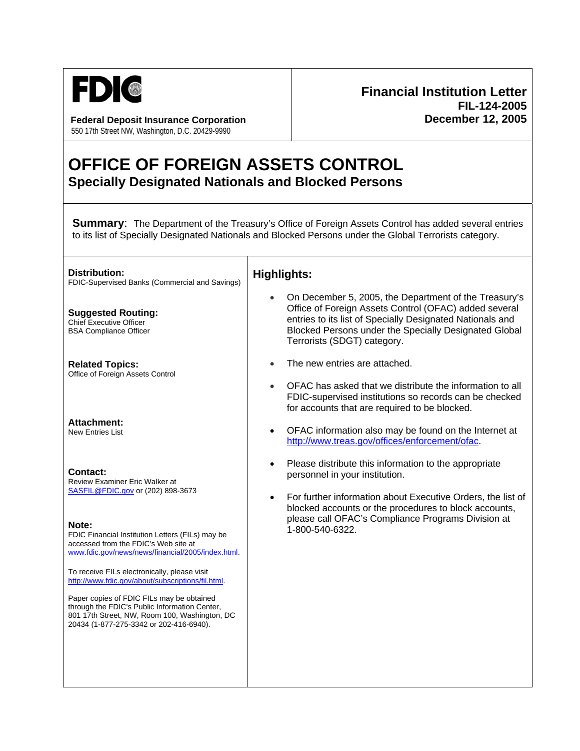**FDIC**

**Federal Deposit Insurance Corporation**
550 17th Street NW, Washington, D.C. 20429-9990

**Financial Institution Letter**
**FIL-124-2005**
**December 12, 2005**

# OFFICE OF FOREIGN ASSETS CONTROL
## Specially Designated Nationals and Blocked Persons

**Summary**: The Department of the Treasury's Office of Foreign Assets Control has added several entries to its list of Specially Designated Nationals and Blocked Persons under the Global Terrorists category.

**Distribution:**
FDIC-Supervised Banks (Commercial and Savings)

**Suggested Routing:**
Chief Executive Officer
BSA Compliance Officer

**Related Topics:**
Office of Foreign Assets Control

**Attachment:**
New Entries List

**Contact:**
Review Examiner Eric Walker at SASFIL@FDIC.gov or (202) 898-3673

**Note:**
FDIC Financial Institution Letters (FILs) may be accessed from the FDIC's Web site at www.fdic.gov/news/news/financial/2005/index.html.

To receive FILs electronically, please visit http://www.fdic.gov/about/subscriptions/fil.html.

Paper copies of FDIC FILs may be obtained through the FDIC's Public Information Center, 801 17th Street, NW, Room 100, Washington, DC 20434 (1-877-275-3342 or 202-416-6940).

### Highlights:

- On December 5, 2005, the Department of the Treasury's Office of Foreign Assets Control (OFAC) added several entries to its list of Specially Designated Nationals and Blocked Persons under the Specially Designated Global Terrorists (SDGT) category.
- The new entries are attached.
- OFAC has asked that we distribute the information to all FDIC-supervised institutions so records can be checked for accounts that are required to be blocked.
- OFAC information also may be found on the Internet at http://www.treas.gov/offices/enforcement/ofac.
- Please distribute this information to the appropriate personnel in your institution.
- For further information about Executive Orders, the list of blocked accounts or the procedures to block accounts, please call OFAC's Compliance Programs Division at 1-800-540-6322.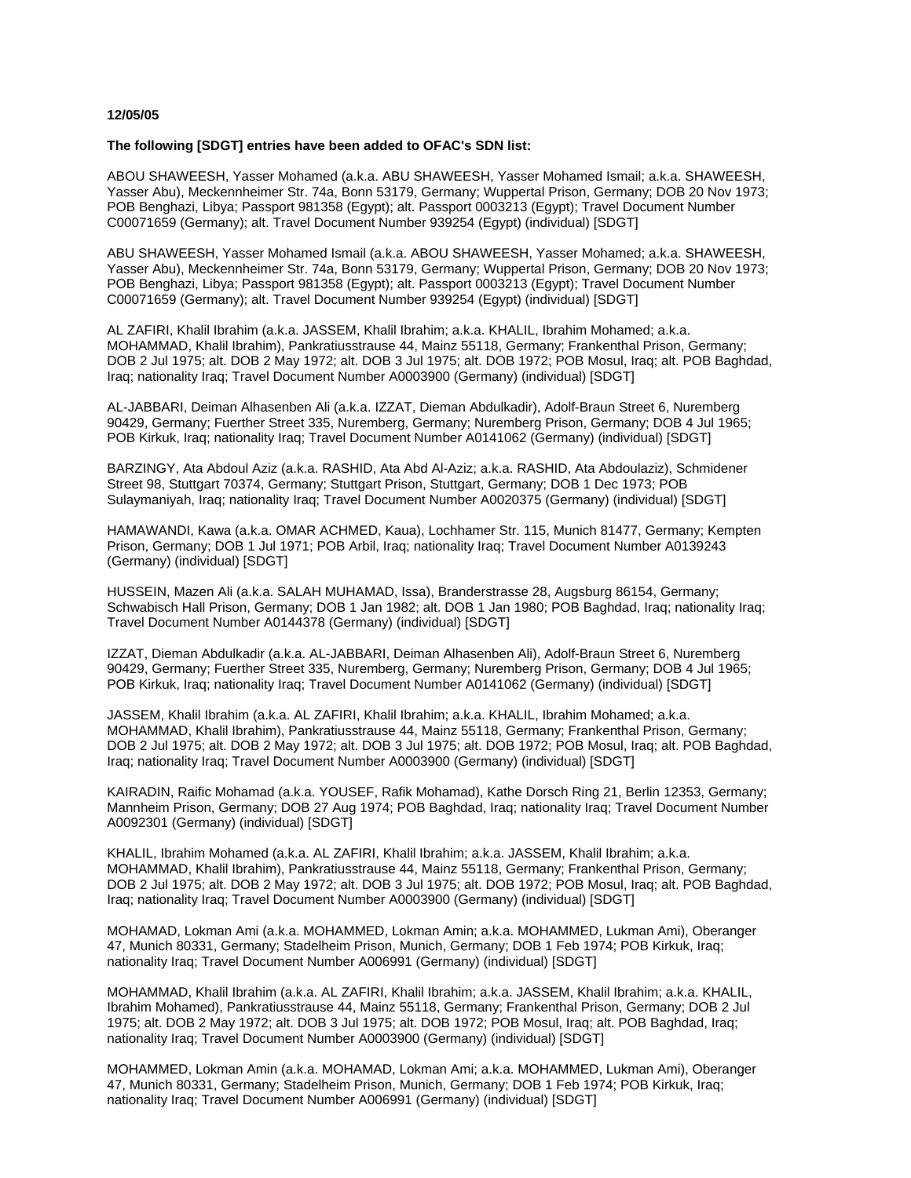**12/05/05**

**The following [SDGT] entries have been added to OFAC's SDN list:**

ABOU SHAWEESH, Yasser Mohamed (a.k.a. ABU SHAWEESH, Yasser Mohamed Ismail; a.k.a. SHAWEESH, Yasser Abu), Meckennheimer Str. 74a, Bonn 53179, Germany; Wuppertal Prison, Germany; DOB 20 Nov 1973; POB Benghazi, Libya; Passport 981358 (Egypt); alt. Passport 0003213 (Egypt); Travel Document Number C00071659 (Germany); alt. Travel Document Number 939254 (Egypt) (individual) [SDGT]

ABU SHAWEESH, Yasser Mohamed Ismail (a.k.a. ABOU SHAWEESH, Yasser Mohamed; a.k.a. SHAWEESH, Yasser Abu), Meckennheimer Str. 74a, Bonn 53179, Germany; Wuppertal Prison, Germany; DOB 20 Nov 1973; POB Benghazi, Libya; Passport 981358 (Egypt); alt. Passport 0003213 (Egypt); Travel Document Number C00071659 (Germany); alt. Travel Document Number 939254 (Egypt) (individual) [SDGT]

AL ZAFIRI, Khalil Ibrahim (a.k.a. JASSEM, Khalil Ibrahim; a.k.a. KHALIL, Ibrahim Mohamed; a.k.a. MOHAMMAD, Khalil Ibrahim), Pankratiusstrause 44, Mainz 55118, Germany; Frankenthal Prison, Germany; DOB 2 Jul 1975; alt. DOB 2 May 1972; alt. DOB 3 Jul 1975; alt. DOB 1972; POB Mosul, Iraq; alt. POB Baghdad, Iraq; nationality Iraq; Travel Document Number A0003900 (Germany) (individual) [SDGT]

AL-JABBARI, Deiman Alhasenben Ali (a.k.a. IZZAT, Dieman Abdulkadir), Adolf-Braun Street 6, Nuremberg 90429, Germany; Fuerther Street 335, Nuremberg, Germany; Nuremberg Prison, Germany; DOB 4 Jul 1965; POB Kirkuk, Iraq; nationality Iraq; Travel Document Number A0141062 (Germany) (individual) [SDGT]

BARZINGY, Ata Abdoul Aziz (a.k.a. RASHID, Ata Abd Al-Aziz; a.k.a. RASHID, Ata Abdoulaziz), Schmidener Street 98, Stuttgart 70374, Germany; Stuttgart Prison, Stuttgart, Germany; DOB 1 Dec 1973; POB Sulaymaniyah, Iraq; nationality Iraq; Travel Document Number A0020375 (Germany) (individual) [SDGT]

HAMAWANDI, Kawa (a.k.a. OMAR ACHMED, Kaua), Lochhamer Str. 115, Munich 81477, Germany; Kempten Prison, Germany; DOB 1 Jul 1971; POB Arbil, Iraq; nationality Iraq; Travel Document Number A0139243 (Germany) (individual) [SDGT]

HUSSEIN, Mazen Ali (a.k.a. SALAH MUHAMAD, Issa), Branderstrasse 28, Augsburg 86154, Germany; Schwabisch Hall Prison, Germany; DOB 1 Jan 1982; alt. DOB 1 Jan 1980; POB Baghdad, Iraq; nationality Iraq; Travel Document Number A0144378 (Germany) (individual) [SDGT]

IZZAT, Dieman Abdulkadir (a.k.a. AL-JABBARI, Deiman Alhasenben Ali), Adolf-Braun Street 6, Nuremberg 90429, Germany; Fuerther Street 335, Nuremberg, Germany; Nuremberg Prison, Germany; DOB 4 Jul 1965; POB Kirkuk, Iraq; nationality Iraq; Travel Document Number A0141062 (Germany) (individual) [SDGT]

JASSEM, Khalil Ibrahim (a.k.a. AL ZAFIRI, Khalil Ibrahim; a.k.a. KHALIL, Ibrahim Mohamed; a.k.a. MOHAMMAD, Khalil Ibrahim), Pankratiusstrause 44, Mainz 55118, Germany; Frankenthal Prison, Germany; DOB 2 Jul 1975; alt. DOB 2 May 1972; alt. DOB 3 Jul 1975; alt. DOB 1972; POB Mosul, Iraq; alt. POB Baghdad, Iraq; nationality Iraq; Travel Document Number A0003900 (Germany) (individual) [SDGT]

KAIRADIN, Raific Mohamad (a.k.a. YOUSEF, Rafik Mohamad), Kathe Dorsch Ring 21, Berlin 12353, Germany; Mannheim Prison, Germany; DOB 27 Aug 1974; POB Baghdad, Iraq; nationality Iraq; Travel Document Number A0092301 (Germany) (individual) [SDGT]

KHALIL, Ibrahim Mohamed (a.k.a. AL ZAFIRI, Khalil Ibrahim; a.k.a. JASSEM, Khalil Ibrahim; a.k.a. MOHAMMAD, Khalil Ibrahim), Pankratiusstrause 44, Mainz 55118, Germany; Frankenthal Prison, Germany; DOB 2 Jul 1975; alt. DOB 2 May 1972; alt. DOB 3 Jul 1975; alt. DOB 1972; POB Mosul, Iraq; alt. POB Baghdad, Iraq; nationality Iraq; Travel Document Number A0003900 (Germany) (individual) [SDGT]

MOHAMAD, Lokman Ami (a.k.a. MOHAMMED, Lokman Amin; a.k.a. MOHAMMED, Lukman Ami), Oberanger 47, Munich 80331, Germany; Stadelheim Prison, Munich, Germany; DOB 1 Feb 1974; POB Kirkuk, Iraq; nationality Iraq; Travel Document Number A006991 (Germany) (individual) [SDGT]

MOHAMMAD, Khalil Ibrahim (a.k.a. AL ZAFIRI, Khalil Ibrahim; a.k.a. JASSEM, Khalil Ibrahim; a.k.a. KHALIL, Ibrahim Mohamed), Pankratiusstrause 44, Mainz 55118, Germany; Frankenthal Prison, Germany; DOB 2 Jul 1975; alt. DOB 2 May 1972; alt. DOB 3 Jul 1975; alt. DOB 1972; POB Mosul, Iraq; alt. POB Baghdad, Iraq; nationality Iraq; Travel Document Number A0003900 (Germany) (individual) [SDGT]

MOHAMMED, Lokman Amin (a.k.a. MOHAMAD, Lokman Ami; a.k.a. MOHAMMED, Lukman Ami), Oberanger 47, Munich 80331, Germany; Stadelheim Prison, Munich, Germany; DOB 1 Feb 1974; POB Kirkuk, Iraq; nationality Iraq; Travel Document Number A006991 (Germany) (individual) [SDGT]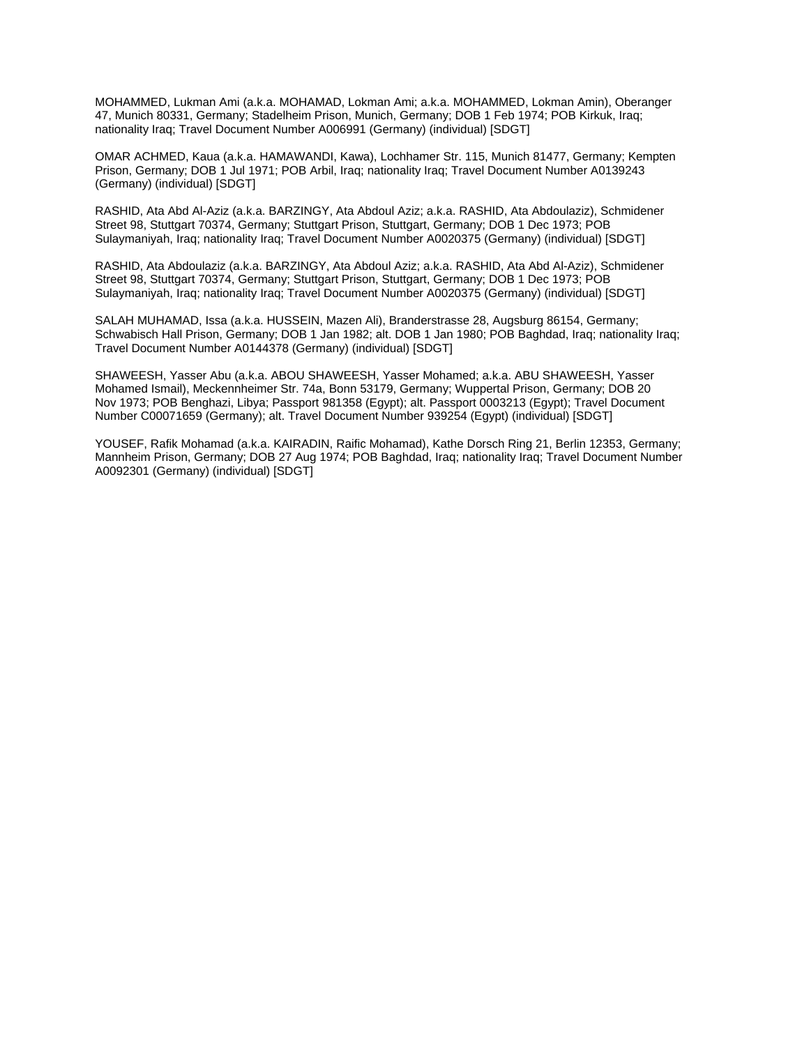MOHAMMED, Lukman Ami (a.k.a. MOHAMAD, Lokman Ami; a.k.a. MOHAMMED, Lokman Amin), Oberanger 47, Munich 80331, Germany; Stadelheim Prison, Munich, Germany; DOB 1 Feb 1974; POB Kirkuk, Iraq; nationality Iraq; Travel Document Number A006991 (Germany) (individual) [SDGT]

OMAR ACHMED, Kaua (a.k.a. HAMAWANDI, Kawa), Lochhamer Str. 115, Munich 81477, Germany; Kempten Prison, Germany; DOB 1 Jul 1971; POB Arbil, Iraq; nationality Iraq; Travel Document Number A0139243 (Germany) (individual) [SDGT]

RASHID, Ata Abd Al-Aziz (a.k.a. BARZINGY, Ata Abdoul Aziz; a.k.a. RASHID, Ata Abdoulaziz), Schmidener Street 98, Stuttgart 70374, Germany; Stuttgart Prison, Stuttgart, Germany; DOB 1 Dec 1973; POB Sulaymaniyah, Iraq; nationality Iraq; Travel Document Number A0020375 (Germany) (individual) [SDGT]

RASHID, Ata Abdoulaziz (a.k.a. BARZINGY, Ata Abdoul Aziz; a.k.a. RASHID, Ata Abd Al-Aziz), Schmidener Street 98, Stuttgart 70374, Germany; Stuttgart Prison, Stuttgart, Germany; DOB 1 Dec 1973; POB Sulaymaniyah, Iraq; nationality Iraq; Travel Document Number A0020375 (Germany) (individual) [SDGT]

SALAH MUHAMAD, Issa (a.k.a. HUSSEIN, Mazen Ali), Branderstrasse 28, Augsburg 86154, Germany; Schwabisch Hall Prison, Germany; DOB 1 Jan 1982; alt. DOB 1 Jan 1980; POB Baghdad, Iraq; nationality Iraq; Travel Document Number A0144378 (Germany) (individual) [SDGT]

SHAWEESH, Yasser Abu (a.k.a. ABOU SHAWEESH, Yasser Mohamed; a.k.a. ABU SHAWEESH, Yasser Mohamed Ismail), Meckennheimer Str. 74a, Bonn 53179, Germany; Wuppertal Prison, Germany; DOB 20 Nov 1973; POB Benghazi, Libya; Passport 981358 (Egypt); alt. Passport 0003213 (Egypt); Travel Document Number C00071659 (Germany); alt. Travel Document Number 939254 (Egypt) (individual) [SDGT]

YOUSEF, Rafik Mohamad (a.k.a. KAIRADIN, Raific Mohamad), Kathe Dorsch Ring 21, Berlin 12353, Germany; Mannheim Prison, Germany; DOB 27 Aug 1974; POB Baghdad, Iraq; nationality Iraq; Travel Document Number A0092301 (Germany) (individual) [SDGT]